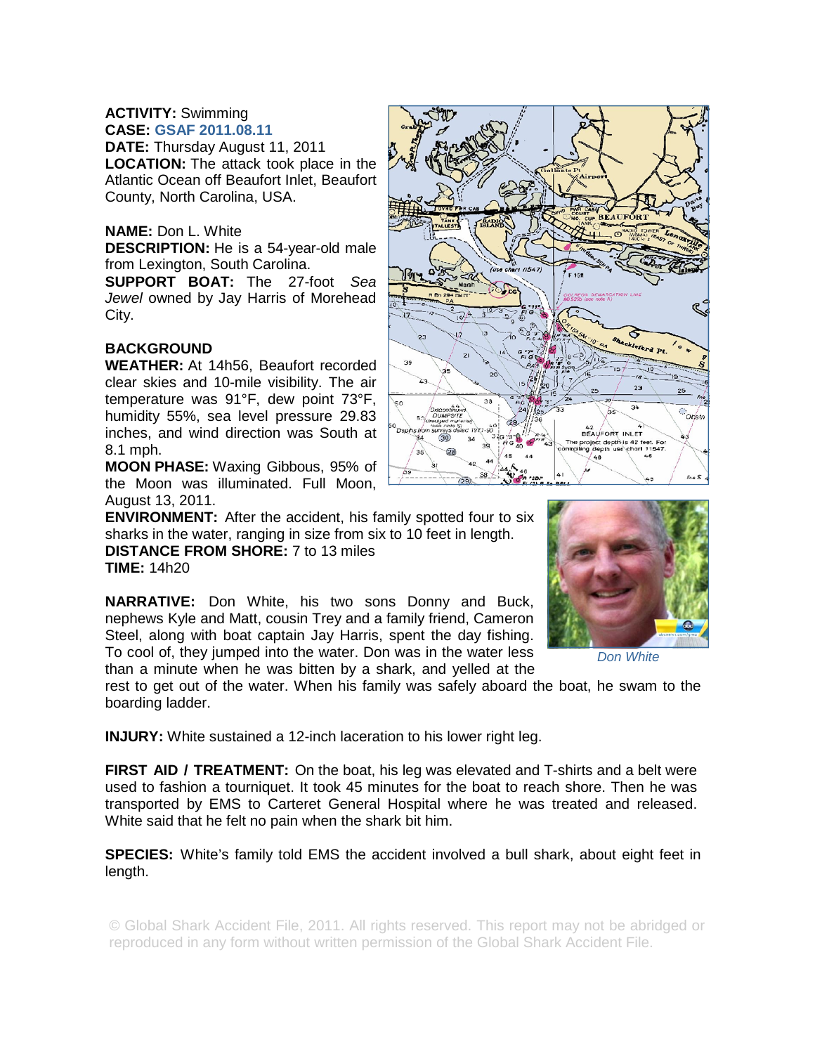**ACTIVITY:** Swimming

**CASE:** GSAF 2011.08.11

**DATE:** Thursday August 11, 2011

**LOCATION:** The attack took place in the Atlantic Ocean off Beaufort Inlet, Beaufort County, North Carolina, USA.

**NAME:** Don L. White

**DESCRIPTION:** He is a 54-year-old male from Lexington, South Carolina.

**SUPPORT BOAT:** The 27-foot *Sea Jewel* owned by Jay Harris of Morehead City.

**BACKGROUND**

**WEATHER:** At 14h56, Beaufort recorded clear skies and 10-mile visibility. The air temperature was 91°F, dew point 73°F, humidity 55%, sea level pressure 29.83 inches, and wind direction was South at 8.1 mph.

**MOON PHASE:** Waxing Gibbous, 95% of the Moon was illuminated. Full Moon, August 13, 2011.

**ENVIRONMENT:** After the accident, his family spotted four to six sharks in the water, ranging in size from six to 10 feet in length.

**DISTANCE FROM SHORE:** 7 to 13 miles

**TIME:** 14h20

**NARRATIVE:** Don White, his two sons Donny and Buck, nephews Kyle and Matt, cousin Trey and a family friend, Cameron Steel, along with boat captain Jay Harris, spent the day fishing. To cool of, they jumped into the water. Don was in the water less than a minute when he was bitten by a shark, and yelled at the rest to get out of the water. When his family was safely aboard the boat, he swam to the boarding ladder.

*Don White*

**INJURY:** White sustained a 12-inch laceration to his lower right leg.

**FIRST AID / TREATMENT:** On the boat, his leg was elevated and T-shirts and a belt were used to fashion a tourniquet. It took 45 minutes for the boat to reach shore. Then he was transported by EMS to Carteret General Hospital where he was treated and released. White said that he felt no pain when the shark bit him.

**SPECIES:** White's family told EMS the accident involved a bull shark, about eight feet in length.

© Global Shark Accident File, 2011. All rights reserved. This report may not be abridged or reproduced in any form without written permission of the Global Shark Accident File.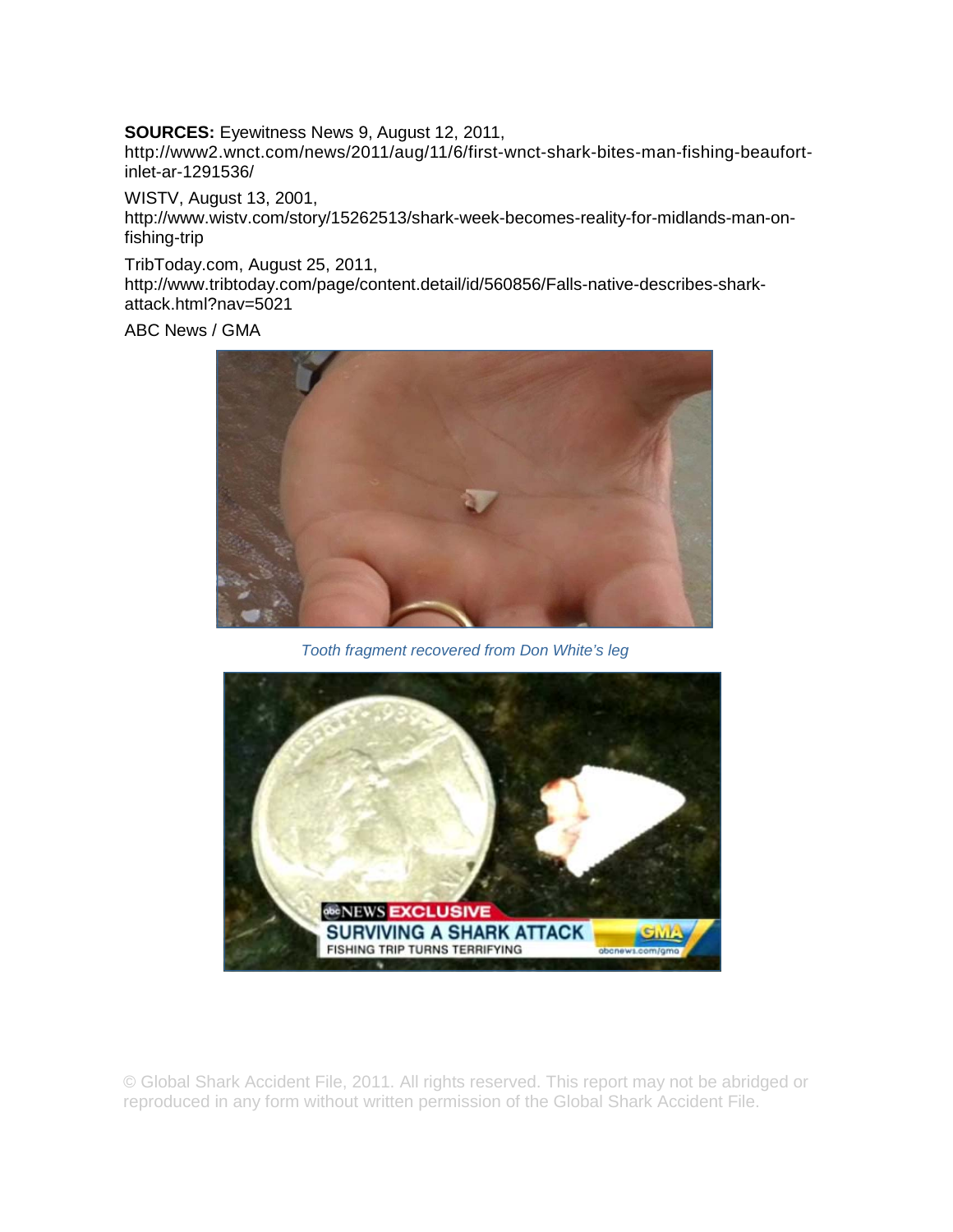**SOURCES:** Eyewitness News 9, August 12, 2011, http://www2.wnct.com/news/2011/aug/11/6/first-wnct-shark-bites-man-fishing-beaufort-inlet-ar-1291536/

WISTV, August 13, 2001, http://www.wistv.com/story/15262513/shark-week-becomes-reality-for-midlands-man-on-fishing-trip

TribToday.com, August 25, 2011, http://www.tribtoday.com/page/content.detail/id/560856/Falls-native-describes-shark-attack.html?nav=5021

ABC News / GMA

*Tooth fragment recovered from Don White's leg*

© Global Shark Accident File, 2011. All rights reserved. This report may not be abridged or reproduced in any form without written permission of the Global Shark Accident File.